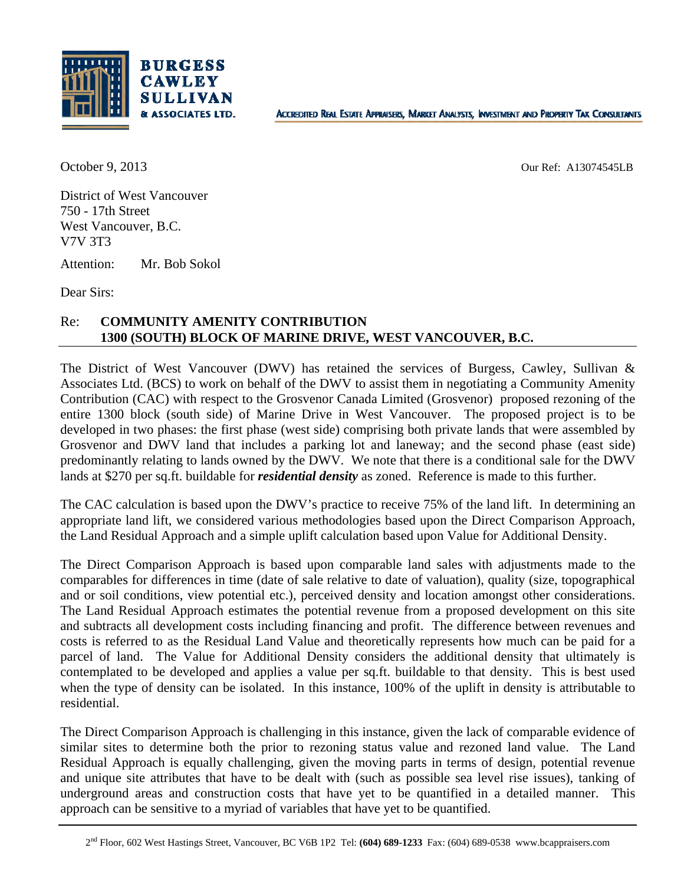**BURGESS CAWLEY SULLIVAN & ASSOCIATES LTD.**

ACCREDITED REAL ESTATE APPRAISERS, MARKET ANALYSTS, INVESTMENT AND PROPERTY TAX CONSULTANTS

October 9, 2013

Our Ref: A13074545LB

District of West Vancouver
750 - 17th Street
West Vancouver, B.C.
V7V 3T3

Attention: Mr. Bob Sokol

Dear Sirs:

Re: **COMMUNITY AMENITY CONTRIBUTION**
**1300 (SOUTH) BLOCK OF MARINE DRIVE, WEST VANCOUVER, B.C.**

The District of West Vancouver (DWV) has retained the services of Burgess, Cawley, Sullivan & Associates Ltd. (BCS) to work on behalf of the DWV to assist them in negotiating a Community Amenity Contribution (CAC) with respect to the Grosvenor Canada Limited (Grosvenor) proposed rezoning of the entire 1300 block (south side) of Marine Drive in West Vancouver. The proposed project is to be developed in two phases: the first phase (west side) comprising both private lands that were assembled by Grosvenor and DWV land that includes a parking lot and laneway; and the second phase (east side) predominantly relating to lands owned by the DWV. We note that there is a conditional sale for the DWV lands at $270 per sq.ft. buildable for ***residential density*** as zoned. Reference is made to this further.

The CAC calculation is based upon the DWV's practice to receive 75% of the land lift. In determining an appropriate land lift, we considered various methodologies based upon the Direct Comparison Approach, the Land Residual Approach and a simple uplift calculation based upon Value for Additional Density.

The Direct Comparison Approach is based upon comparable land sales with adjustments made to the comparables for differences in time (date of sale relative to date of valuation), quality (size, topographical and or soil conditions, view potential etc.), perceived density and location amongst other considerations. The Land Residual Approach estimates the potential revenue from a proposed development on this site and subtracts all development costs including financing and profit. The difference between revenues and costs is referred to as the Residual Land Value and theoretically represents how much can be paid for a parcel of land. The Value for Additional Density considers the additional density that ultimately is contemplated to be developed and applies a value per sq.ft. buildable to that density. This is best used when the type of density can be isolated. In this instance, 100% of the uplift in density is attributable to residential.

The Direct Comparison Approach is challenging in this instance, given the lack of comparable evidence of similar sites to determine both the prior to rezoning status value and rezoned land value. The Land Residual Approach is equally challenging, given the moving parts in terms of design, potential revenue and unique site attributes that have to be dealt with (such as possible sea level rise issues), tanking of underground areas and construction costs that have yet to be quantified in a detailed manner. This approach can be sensitive to a myriad of variables that have yet to be quantified.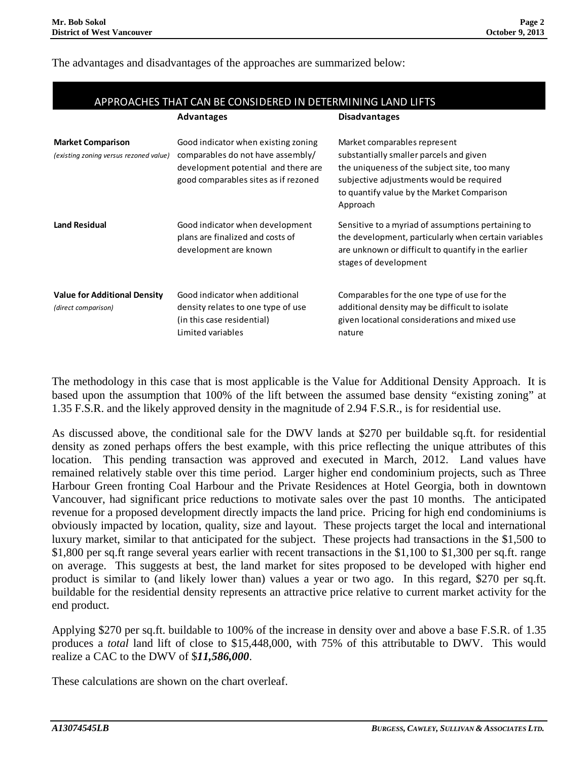The advantages and disadvantages of the approaches are summarized below:

| APPROACHES THAT CAN BE CONSIDERED IN DETERMINING LAND LIFTS | | |
|---|---|---|
| | **Advantages** | **Disadvantages** |
| **Market Comparison** *(existing zoning versus rezoned value)* | Good indicator when existing zoning comparables do not have assembly/ development potential and there are good comparables sites as if rezoned | Market comparables represent substantially smaller parcels and given the uniqueness of the subject site, too many subjective adjustments would be required to quantify value by the Market Comparison Approach |
| **Land Residual** | Good indicator when development plans are finalized and costs of development are known | Sensitive to a myriad of assumptions pertaining to the development, particularly when certain variables are unknown or difficult to quantify in the earlier stages of development |
| **Value for Additional Density** *(direct comparison)* | Good indicator when additional density relates to one type of use (in this case residential) Limited variables | Comparables for the one type of use for the additional density may be difficult to isolate given locational considerations and mixed use nature |

The methodology in this case that is most applicable is the Value for Additional Density Approach. It is based upon the assumption that 100% of the lift between the assumed base density "existing zoning" at 1.35 F.S.R. and the likely approved density in the magnitude of 2.94 F.S.R., is for residential use.

As discussed above, the conditional sale for the DWV lands at $270 per buildable sq.ft. for residential density as zoned perhaps offers the best example, with this price reflecting the unique attributes of this location. This pending transaction was approved and executed in March, 2012. Land values have remained relatively stable over this time period. Larger higher end condominium projects, such as Three Harbour Green fronting Coal Harbour and the Private Residences at Hotel Georgia, both in downtown Vancouver, had significant price reductions to motivate sales over the past 10 months. The anticipated revenue for a proposed development directly impacts the land price. Pricing for high end condominiums is obviously impacted by location, quality, size and layout. These projects target the local and international luxury market, similar to that anticipated for the subject. These projects had transactions in the $1,500 to $1,800 per sq.ft range several years earlier with recent transactions in the $1,100 to $1,300 per sq.ft. range on average. This suggests at best, the land market for sites proposed to be developed with higher end product is similar to (and likely lower than) values a year or two ago. In this regard, $270 per sq.ft. buildable for the residential density represents an attractive price relative to current market activity for the end product.

Applying $270 per sq.ft. buildable to 100% of the increase in density over and above a base F.S.R. of 1.35 produces a *total* land lift of close to $15,448,000, with 75% of this attributable to DWV. This would realize a CAC to the DWV of $***11,586,000***.

These calculations are shown on the chart overleaf.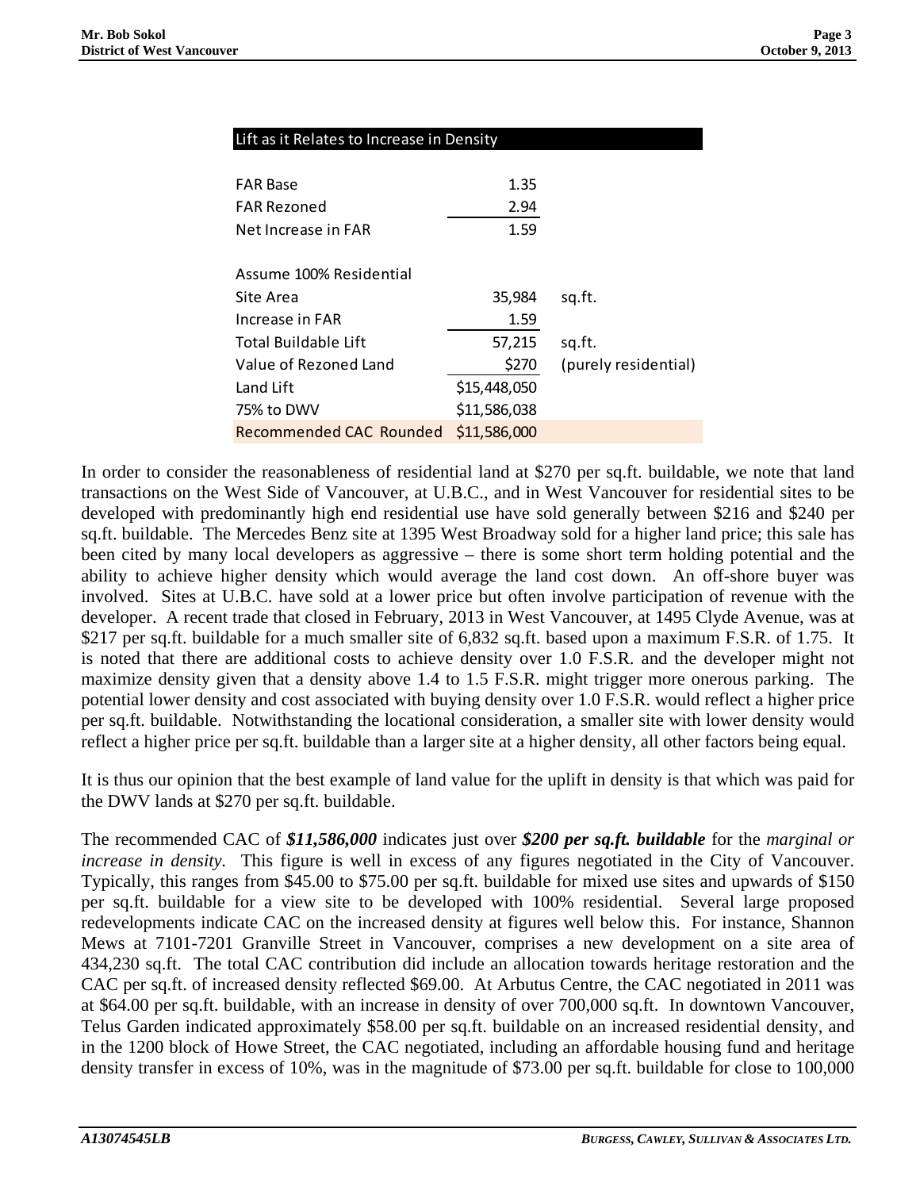| Lift as it Relates to Increase in Density | | |
|---|---|---|
| FAR Base | 1.35 | |
| FAR Rezoned | 2.94 | |
| Net Increase in FAR | 1.59 | |
| | | |
| Assume 100% Residential | | |
| Site Area | 35,984 | sq.ft. |
| Increase in FAR | 1.59 | |
| Total Buildable Lift | 57,215 | sq.ft. |
| Value of Rezoned Land | $270 | (purely residential) |
| Land Lift | $15,448,050 | |
| 75% to DWV | $11,586,038 | |
| Recommended CAC Rounded | $11,586,000 | |

In order to consider the reasonableness of residential land at $270 per sq.ft. buildable, we note that land transactions on the West Side of Vancouver, at U.B.C., and in West Vancouver for residential sites to be developed with predominantly high end residential use have sold generally between $216 and $240 per sq.ft. buildable. The Mercedes Benz site at 1395 West Broadway sold for a higher land price; this sale has been cited by many local developers as aggressive – there is some short term holding potential and the ability to achieve higher density which would average the land cost down. An off-shore buyer was involved. Sites at U.B.C. have sold at a lower price but often involve participation of revenue with the developer. A recent trade that closed in February, 2013 in West Vancouver, at 1495 Clyde Avenue, was at $217 per sq.ft. buildable for a much smaller site of 6,832 sq.ft. based upon a maximum F.S.R. of 1.75. It is noted that there are additional costs to achieve density over 1.0 F.S.R. and the developer might not maximize density given that a density above 1.4 to 1.5 F.S.R. might trigger more onerous parking. The potential lower density and cost associated with buying density over 1.0 F.S.R. would reflect a higher price per sq.ft. buildable. Notwithstanding the locational consideration, a smaller site with lower density would reflect a higher price per sq.ft. buildable than a larger site at a higher density, all other factors being equal.

It is thus our opinion that the best example of land value for the uplift in density is that which was paid for the DWV lands at $270 per sq.ft. buildable.

The recommended CAC of ***$11,586,000*** indicates just over ***$200 per sq.ft. buildable*** for the *marginal or increase in density*. This figure is well in excess of any figures negotiated in the City of Vancouver. Typically, this ranges from $45.00 to $75.00 per sq.ft. buildable for mixed use sites and upwards of $150 per sq.ft. buildable for a view site to be developed with 100% residential. Several large proposed redevelopments indicate CAC on the increased density at figures well below this. For instance, Shannon Mews at 7101-7201 Granville Street in Vancouver, comprises a new development on a site area of 434,230 sq.ft. The total CAC contribution did include an allocation towards heritage restoration and the CAC per sq.ft. of increased density reflected $69.00. At Arbutus Centre, the CAC negotiated in 2011 was at $64.00 per sq.ft. buildable, with an increase in density of over 700,000 sq.ft. In downtown Vancouver, Telus Garden indicated approximately $58.00 per sq.ft. buildable on an increased residential density, and in the 1200 block of Howe Street, the CAC negotiated, including an affordable housing fund and heritage density transfer in excess of 10%, was in the magnitude of $73.00 per sq.ft. buildable for close to 100,000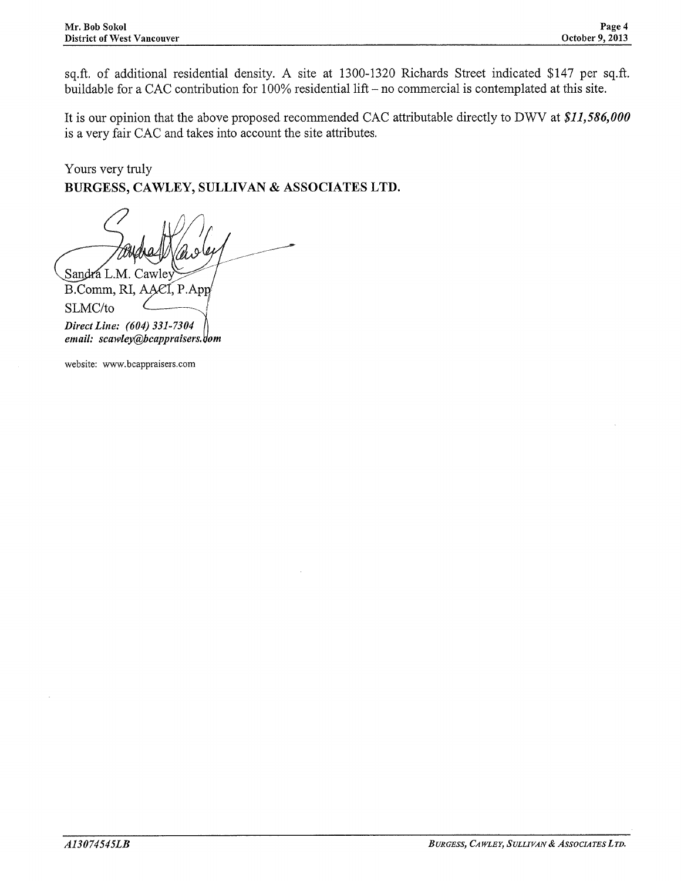sq.ft. of additional residential density. A site at 1300-1320 Richards Street indicated $147 per sq.ft. buildable for a CAC contribution for 100% residential lift – no commercial is contemplated at this site.

It is our opinion that the above proposed recommended CAC attributable directly to DWV at ***$11,586,000*** is a very fair CAC and takes into account the site attributes.

Yours very truly

**BURGESS, CAWLEY, SULLIVAN & ASSOCIATES LTD.**

Sandra L.M. Cawley
B.Comm, RI, AACI, P.App

SLMC/to

***Direct Line: (604) 331-7304***
***email: scawley@bcappraisers.com***

website: www.bcappraisers.com